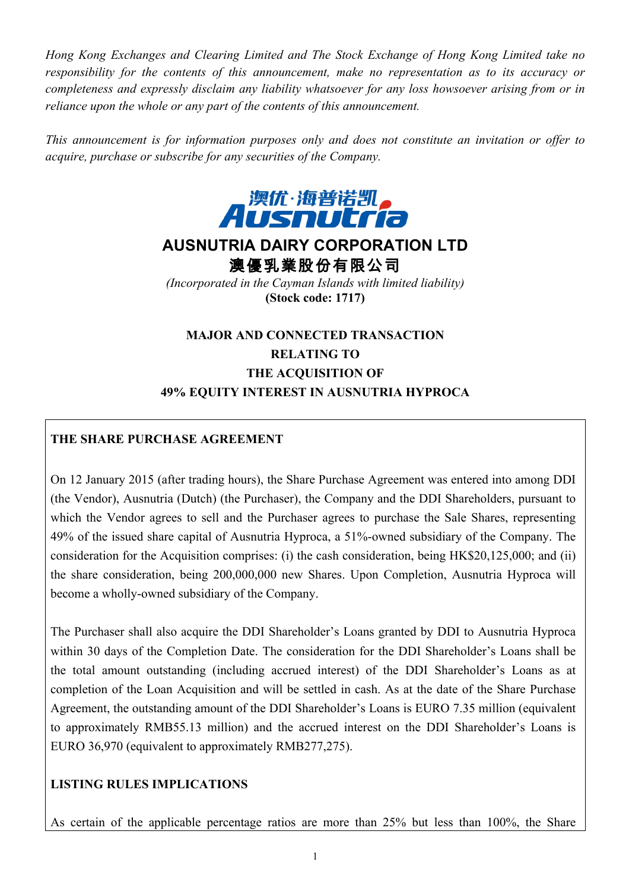*Hong Kong Exchanges and Clearing Limited and The Stock Exchange of Hong Kong Limited take no responsibility for the contents of this announcement, make no representation as to its accuracy or completeness and expressly disclaim any liability whatsoever for any loss howsoever arising from or in reliance upon the whole or any part of the contents of this announcement.*

*This announcement is for information purposes only and does not constitute an invitation or offer to acquire, purchase or subscribe for any securities of the Company.*

澳优·海普诺凯 Ausnutria

# AUSNUTRIA DAIRY CORPORATION LTD
# 澳優乳業股份有限公司

*(Incorporated in the Cayman Islands with limited liability)*
**(Stock code: 1717)**

## MAJOR AND CONNECTED TRANSACTION RELATING TO THE ACQUISITION OF 49% EQUITY INTEREST IN AUSNUTRIA HYPROCA

### THE SHARE PURCHASE AGREEMENT

On 12 January 2015 (after trading hours), the Share Purchase Agreement was entered into among DDI (the Vendor), Ausnutria (Dutch) (the Purchaser), the Company and the DDI Shareholders, pursuant to which the Vendor agrees to sell and the Purchaser agrees to purchase the Sale Shares, representing 49% of the issued share capital of Ausnutria Hyproca, a 51%-owned subsidiary of the Company. The consideration for the Acquisition comprises: (i) the cash consideration, being HK$20,125,000; and (ii) the share consideration, being 200,000,000 new Shares. Upon Completion, Ausnutria Hyproca will become a wholly-owned subsidiary of the Company.

The Purchaser shall also acquire the DDI Shareholder's Loans granted by DDI to Ausnutria Hyproca within 30 days of the Completion Date. The consideration for the DDI Shareholder's Loans shall be the total amount outstanding (including accrued interest) of the DDI Shareholder's Loans as at completion of the Loan Acquisition and will be settled in cash. As at the date of the Share Purchase Agreement, the outstanding amount of the DDI Shareholder's Loans is EURO 7.35 million (equivalent to approximately RMB55.13 million) and the accrued interest on the DDI Shareholder's Loans is EURO 36,970 (equivalent to approximately RMB277,275).

### LISTING RULES IMPLICATIONS

As certain of the applicable percentage ratios are more than 25% but less than 100%, the Share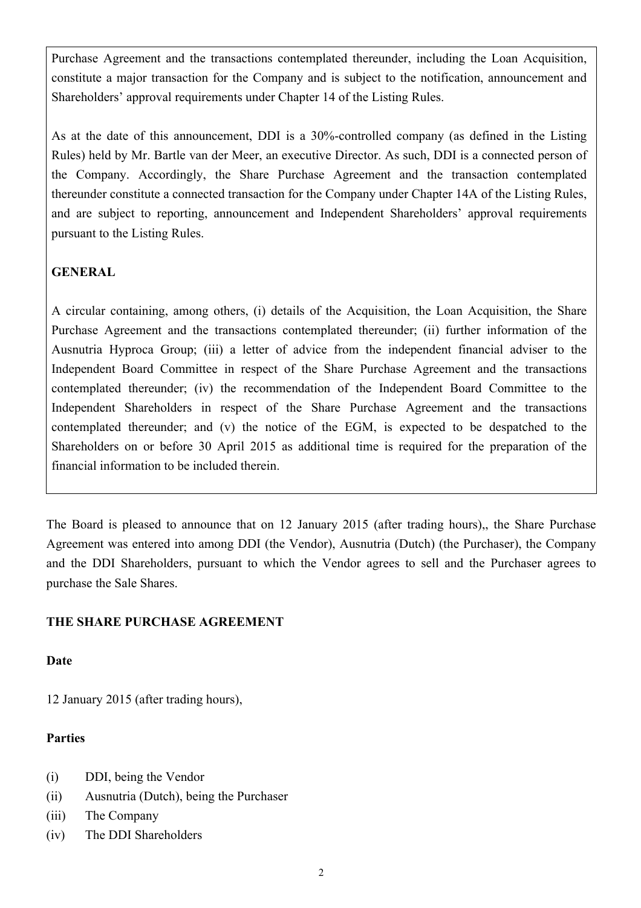Purchase Agreement and the transactions contemplated thereunder, including the Loan Acquisition, constitute a major transaction for the Company and is subject to the notification, announcement and Shareholders' approval requirements under Chapter 14 of the Listing Rules.

As at the date of this announcement, DDI is a 30%-controlled company (as defined in the Listing Rules) held by Mr. Bartle van der Meer, an executive Director. As such, DDI is a connected person of the Company. Accordingly, the Share Purchase Agreement and the transaction contemplated thereunder constitute a connected transaction for the Company under Chapter 14A of the Listing Rules, and are subject to reporting, announcement and Independent Shareholders' approval requirements pursuant to the Listing Rules.

**GENERAL**

A circular containing, among others, (i) details of the Acquisition, the Loan Acquisition, the Share Purchase Agreement and the transactions contemplated thereunder; (ii) further information of the Ausnutria Hyproca Group; (iii) a letter of advice from the independent financial adviser to the Independent Board Committee in respect of the Share Purchase Agreement and the transactions contemplated thereunder; (iv) the recommendation of the Independent Board Committee to the Independent Shareholders in respect of the Share Purchase Agreement and the transactions contemplated thereunder; and (v) the notice of the EGM, is expected to be despatched to the Shareholders on or before 30 April 2015 as additional time is required for the preparation of the financial information to be included therein.

The Board is pleased to announce that on 12 January 2015 (after trading hours),, the Share Purchase Agreement was entered into among DDI (the Vendor), Ausnutria (Dutch) (the Purchaser), the Company and the DDI Shareholders, pursuant to which the Vendor agrees to sell and the Purchaser agrees to purchase the Sale Shares.

**THE SHARE PURCHASE AGREEMENT**

**Date**

12 January 2015 (after trading hours),

**Parties**

(i) DDI, being the Vendor
(ii) Ausnutria (Dutch), being the Purchaser
(iii) The Company
(iv) The DDI Shareholders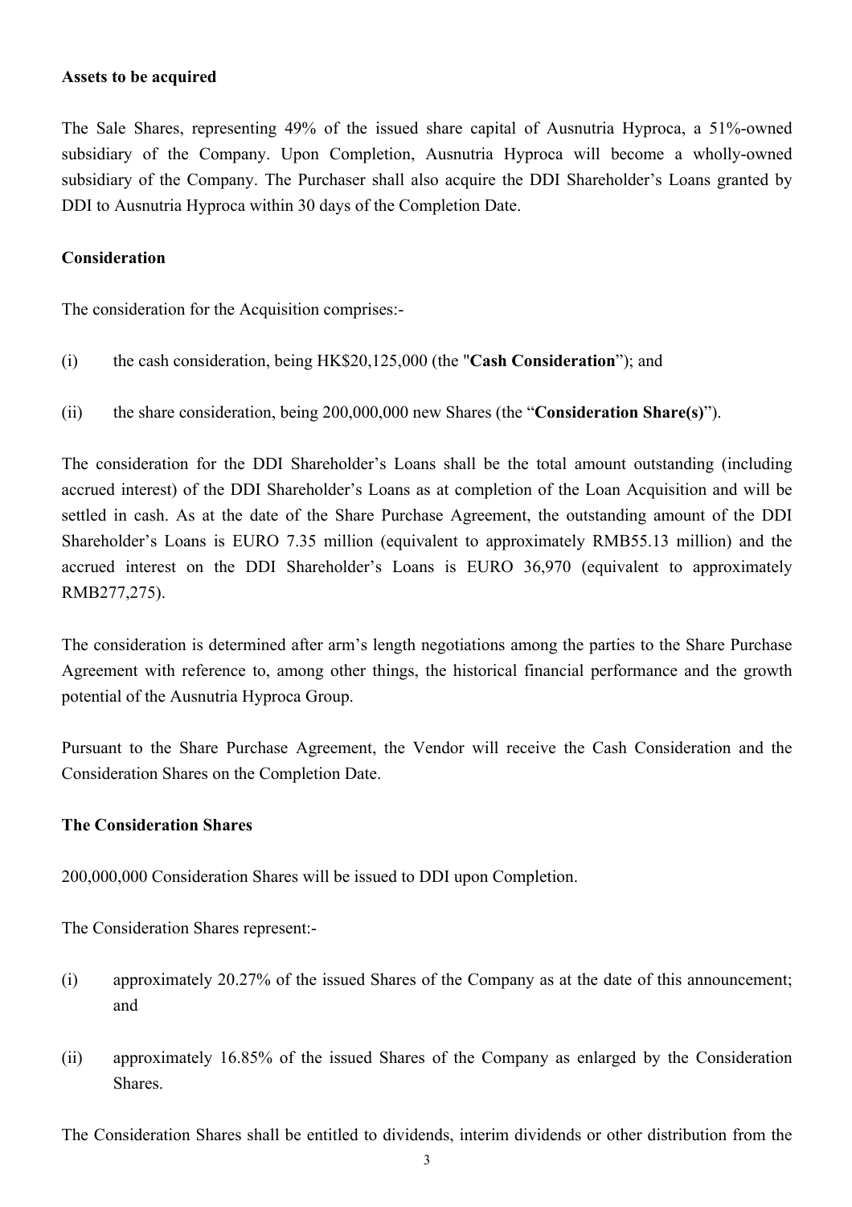**Assets to be acquired**

The Sale Shares, representing 49% of the issued share capital of Ausnutria Hyproca, a 51%-owned subsidiary of the Company. Upon Completion, Ausnutria Hyproca will become a wholly-owned subsidiary of the Company. The Purchaser shall also acquire the DDI Shareholder's Loans granted by DDI to Ausnutria Hyproca within 30 days of the Completion Date.

**Consideration**

The consideration for the Acquisition comprises:-

(i) the cash consideration, being HK$20,125,000 (the "**Cash Consideration**"); and

(ii) the share consideration, being 200,000,000 new Shares (the "**Consideration Share(s)**").

The consideration for the DDI Shareholder's Loans shall be the total amount outstanding (including accrued interest) of the DDI Shareholder's Loans as at completion of the Loan Acquisition and will be settled in cash. As at the date of the Share Purchase Agreement, the outstanding amount of the DDI Shareholder's Loans is EURO 7.35 million (equivalent to approximately RMB55.13 million) and the accrued interest on the DDI Shareholder's Loans is EURO 36,970 (equivalent to approximately RMB277,275).

The consideration is determined after arm's length negotiations among the parties to the Share Purchase Agreement with reference to, among other things, the historical financial performance and the growth potential of the Ausnutria Hyproca Group.

Pursuant to the Share Purchase Agreement, the Vendor will receive the Cash Consideration and the Consideration Shares on the Completion Date.

**The Consideration Shares**

200,000,000 Consideration Shares will be issued to DDI upon Completion.

The Consideration Shares represent:-

(i) approximately 20.27% of the issued Shares of the Company as at the date of this announcement; and

(ii) approximately 16.85% of the issued Shares of the Company as enlarged by the Consideration Shares.

The Consideration Shares shall be entitled to dividends, interim dividends or other distribution from the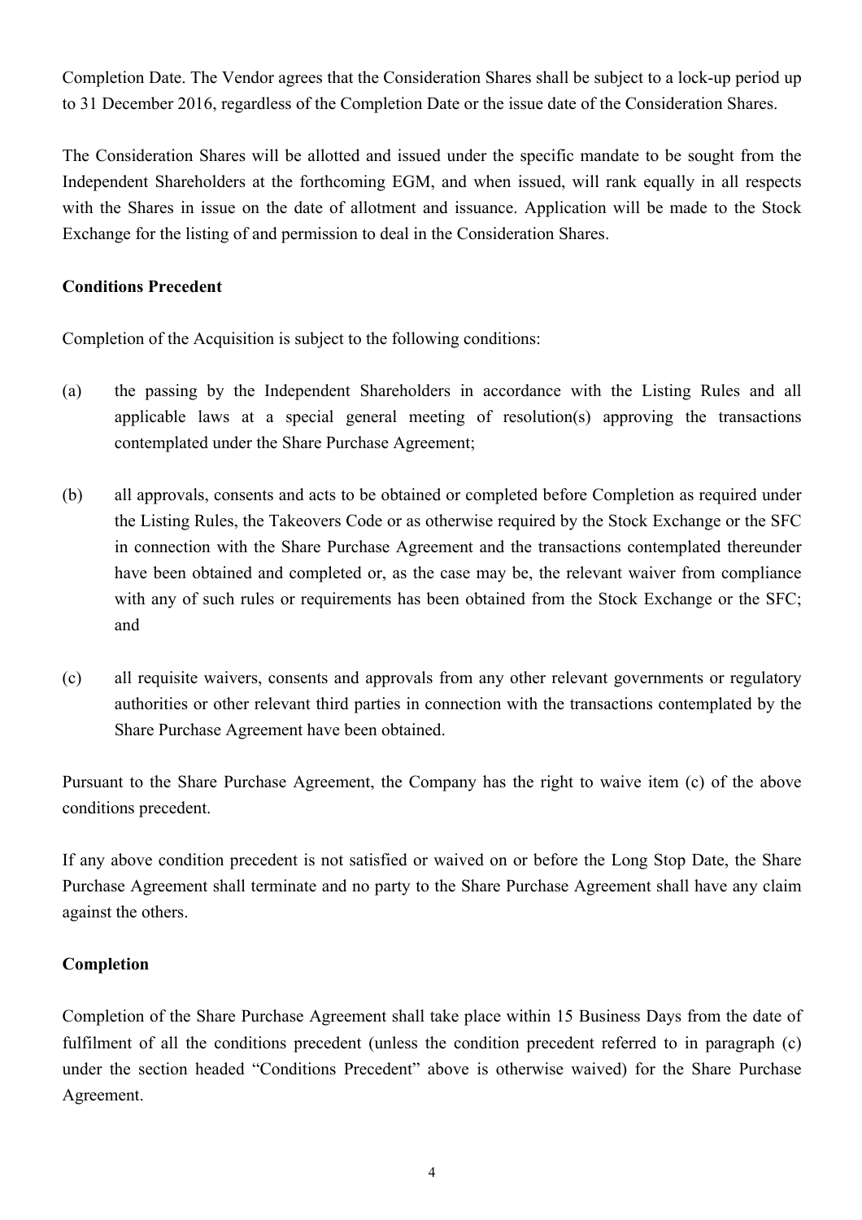Completion Date. The Vendor agrees that the Consideration Shares shall be subject to a lock-up period up to 31 December 2016, regardless of the Completion Date or the issue date of the Consideration Shares.

The Consideration Shares will be allotted and issued under the specific mandate to be sought from the Independent Shareholders at the forthcoming EGM, and when issued, will rank equally in all respects with the Shares in issue on the date of allotment and issuance. Application will be made to the Stock Exchange for the listing of and permission to deal in the Consideration Shares.

**Conditions Precedent**

Completion of the Acquisition is subject to the following conditions:

(a) the passing by the Independent Shareholders in accordance with the Listing Rules and all applicable laws at a special general meeting of resolution(s) approving the transactions contemplated under the Share Purchase Agreement;

(b) all approvals, consents and acts to be obtained or completed before Completion as required under the Listing Rules, the Takeovers Code or as otherwise required by the Stock Exchange or the SFC in connection with the Share Purchase Agreement and the transactions contemplated thereunder have been obtained and completed or, as the case may be, the relevant waiver from compliance with any of such rules or requirements has been obtained from the Stock Exchange or the SFC; and

(c) all requisite waivers, consents and approvals from any other relevant governments or regulatory authorities or other relevant third parties in connection with the transactions contemplated by the Share Purchase Agreement have been obtained.

Pursuant to the Share Purchase Agreement, the Company has the right to waive item (c) of the above conditions precedent.

If any above condition precedent is not satisfied or waived on or before the Long Stop Date, the Share Purchase Agreement shall terminate and no party to the Share Purchase Agreement shall have any claim against the others.

**Completion**

Completion of the Share Purchase Agreement shall take place within 15 Business Days from the date of fulfilment of all the conditions precedent (unless the condition precedent referred to in paragraph (c) under the section headed "Conditions Precedent" above is otherwise waived) for the Share Purchase Agreement.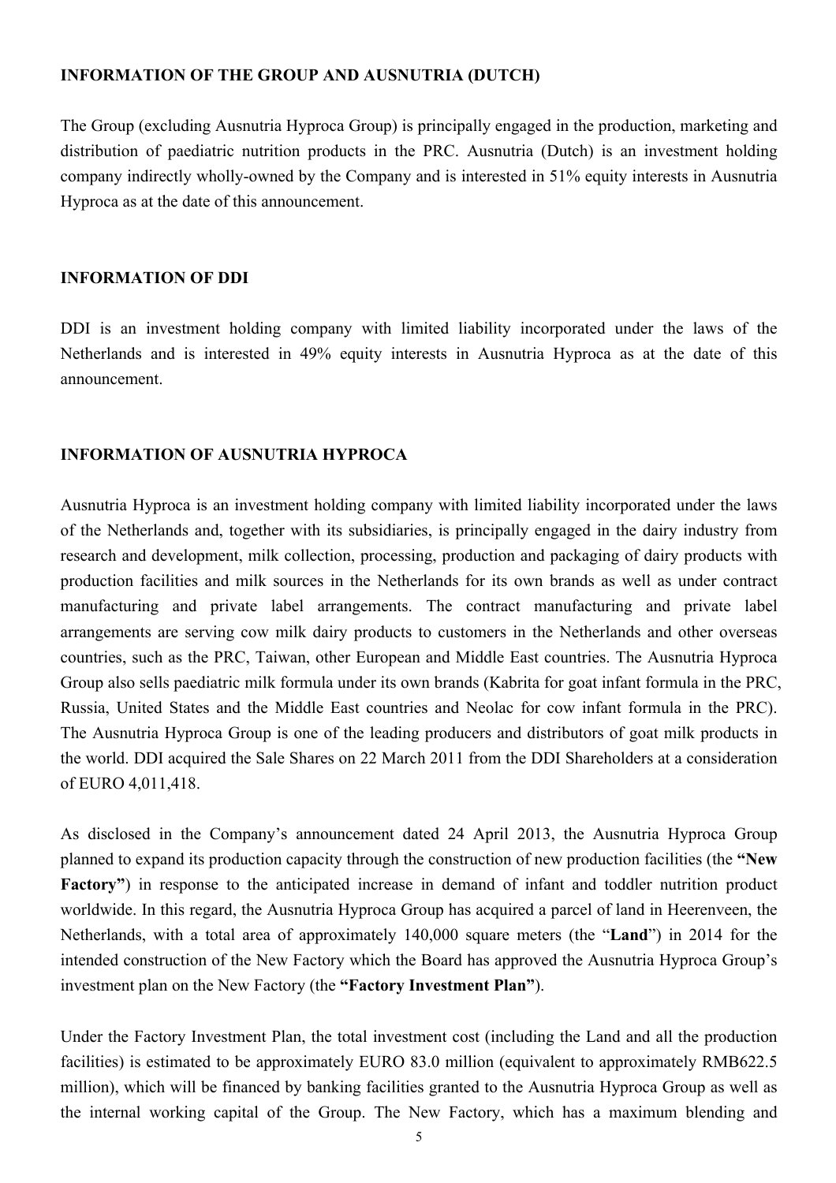## INFORMATION OF THE GROUP AND AUSNUTRIA (DUTCH)

The Group (excluding Ausnutria Hyproca Group) is principally engaged in the production, marketing and distribution of paediatric nutrition products in the PRC. Ausnutria (Dutch) is an investment holding company indirectly wholly-owned by the Company and is interested in 51% equity interests in Ausnutria Hyproca as at the date of this announcement.

## INFORMATION OF DDI

DDI is an investment holding company with limited liability incorporated under the laws of the Netherlands and is interested in 49% equity interests in Ausnutria Hyproca as at the date of this announcement.

## INFORMATION OF AUSNUTRIA HYPROCA

Ausnutria Hyproca is an investment holding company with limited liability incorporated under the laws of the Netherlands and, together with its subsidiaries, is principally engaged in the dairy industry from research and development, milk collection, processing, production and packaging of dairy products with production facilities and milk sources in the Netherlands for its own brands as well as under contract manufacturing and private label arrangements. The contract manufacturing and private label arrangements are serving cow milk dairy products to customers in the Netherlands and other overseas countries, such as the PRC, Taiwan, other European and Middle East countries. The Ausnutria Hyproca Group also sells paediatric milk formula under its own brands (Kabrita for goat infant formula in the PRC, Russia, United States and the Middle East countries and Neolac for cow infant formula in the PRC). The Ausnutria Hyproca Group is one of the leading producers and distributors of goat milk products in the world. DDI acquired the Sale Shares on 22 March 2011 from the DDI Shareholders at a consideration of EURO 4,011,418.

As disclosed in the Company's announcement dated 24 April 2013, the Ausnutria Hyproca Group planned to expand its production capacity through the construction of new production facilities (the **"New Factory"**) in response to the anticipated increase in demand of infant and toddler nutrition product worldwide. In this regard, the Ausnutria Hyproca Group has acquired a parcel of land in Heerenveen, the Netherlands, with a total area of approximately 140,000 square meters (the "**Land**") in 2014 for the intended construction of the New Factory which the Board has approved the Ausnutria Hyproca Group's investment plan on the New Factory (the **"Factory Investment Plan"**).

Under the Factory Investment Plan, the total investment cost (including the Land and all the production facilities) is estimated to be approximately EURO 83.0 million (equivalent to approximately RMB622.5 million), which will be financed by banking facilities granted to the Ausnutria Hyproca Group as well as the internal working capital of the Group. The New Factory, which has a maximum blending and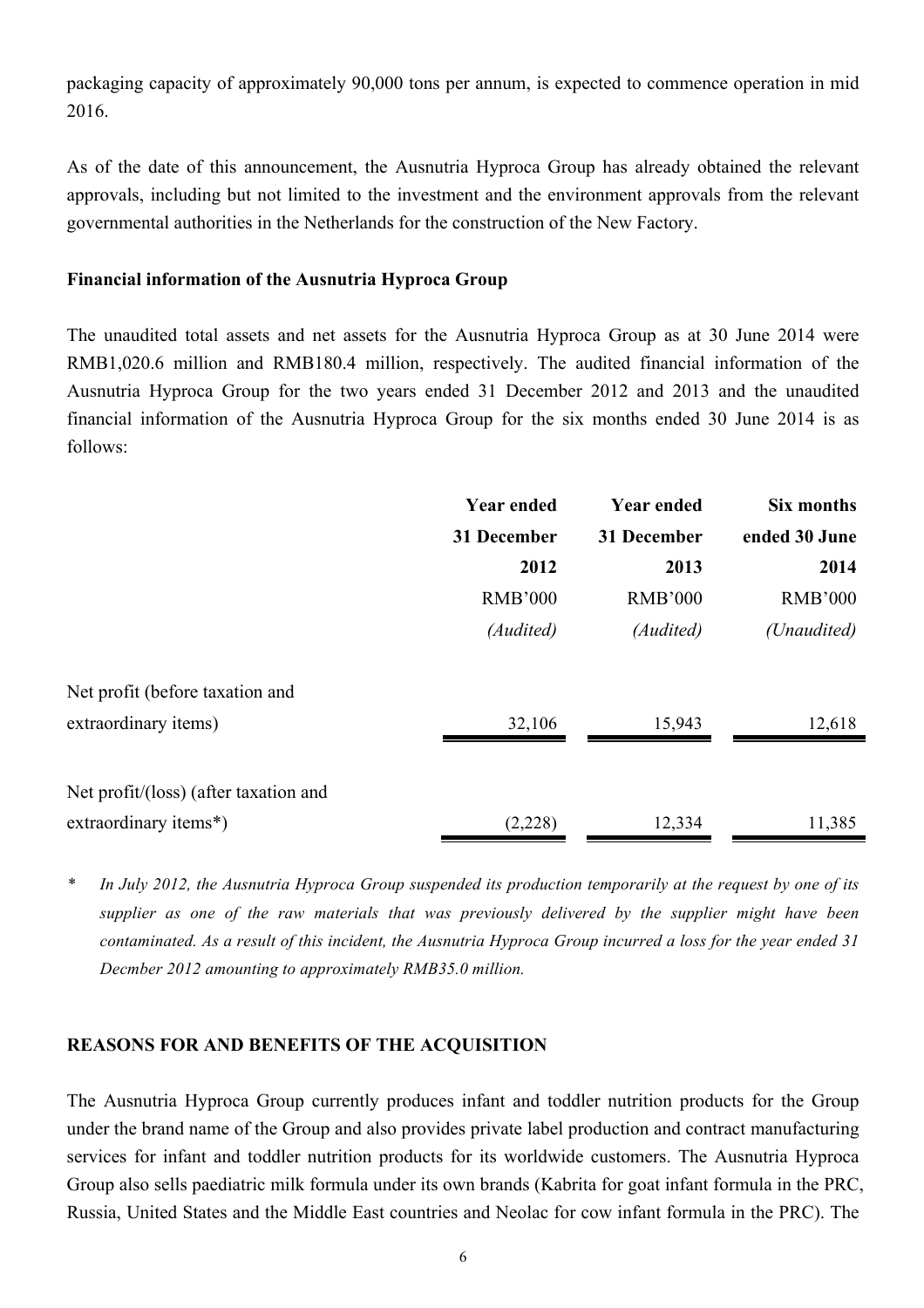packaging capacity of approximately 90,000 tons per annum, is expected to commence operation in mid 2016.

As of the date of this announcement, the Ausnutria Hyproca Group has already obtained the relevant approvals, including but not limited to the investment and the environment approvals from the relevant governmental authorities in the Netherlands for the construction of the New Factory.

**Financial information of the Ausnutria Hyproca Group**

The unaudited total assets and net assets for the Ausnutria Hyproca Group as at 30 June 2014 were RMB1,020.6 million and RMB180.4 million, respectively. The audited financial information of the Ausnutria Hyproca Group for the two years ended 31 December 2012 and 2013 and the unaudited financial information of the Ausnutria Hyproca Group for the six months ended 30 June 2014 is as follows:

| | Year ended 31 December 2012 | Year ended 31 December 2013 | Six months ended 30 June 2014 |
|---|---|---|---|
| | RMB'000 | RMB'000 | RMB'000 |
| | *(Audited)* | *(Audited)* | *(Unaudited)* |
| Net profit (before taxation and extraordinary items) | 32,106 | 15,943 | 12,618 |
| Net profit/(loss) (after taxation and extraordinary items*) | (2,228) | 12,334 | 11,385 |

\* *In July 2012, the Ausnutria Hyproca Group suspended its production temporarily at the request by one of its supplier as one of the raw materials that was previously delivered by the supplier might have been contaminated. As a result of this incident, the Ausnutria Hyproca Group incurred a loss for the year ended 31 Decmber 2012 amounting to approximately RMB35.0 million.*

## REASONS FOR AND BENEFITS OF THE ACQUISITION

The Ausnutria Hyproca Group currently produces infant and toddler nutrition products for the Group under the brand name of the Group and also provides private label production and contract manufacturing services for infant and toddler nutrition products for its worldwide customers. The Ausnutria Hyproca Group also sells paediatric milk formula under its own brands (Kabrita for goat infant formula in the PRC, Russia, United States and the Middle East countries and Neolac for cow infant formula in the PRC). The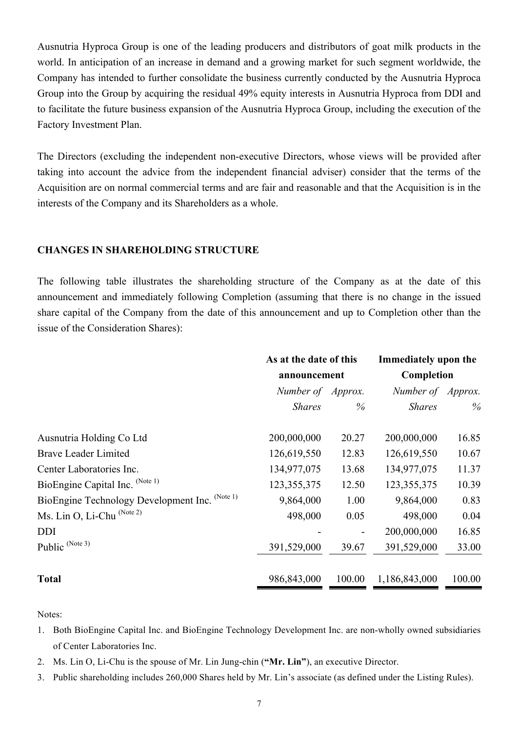Ausnutria Hyproca Group is one of the leading producers and distributors of goat milk products in the world. In anticipation of an increase in demand and a growing market for such segment worldwide, the Company has intended to further consolidate the business currently conducted by the Ausnutria Hyproca Group into the Group by acquiring the residual 49% equity interests in Ausnutria Hyproca from DDI and to facilitate the future business expansion of the Ausnutria Hyproca Group, including the execution of the Factory Investment Plan.

The Directors (excluding the independent non-executive Directors, whose views will be provided after taking into account the advice from the independent financial adviser) consider that the terms of the Acquisition are on normal commercial terms and are fair and reasonable and that the Acquisition is in the interests of the Company and its Shareholders as a whole.

## CHANGES IN SHAREHOLDING STRUCTURE

The following table illustrates the shareholding structure of the Company as at the date of this announcement and immediately following Completion (assuming that there is no change in the issued share capital of the Company from the date of this announcement and up to Completion other than the issue of the Consideration Shares):

| | **As at the date of this announcement** | | **Immediately upon the Completion** | |
|---|---|---|---|---|
| | *Number of Shares* | *Approx. %* | *Number of Shares* | *Approx. %* |
| Ausnutria Holding Co Ltd | 200,000,000 | 20.27 | 200,000,000 | 16.85 |
| Brave Leader Limited | 126,619,550 | 12.83 | 126,619,550 | 10.67 |
| Center Laboratories Inc. | 134,977,075 | 13.68 | 134,977,075 | 11.37 |
| BioEngine Capital Inc. (Note 1) | 123,355,375 | 12.50 | 123,355,375 | 10.39 |
| BioEngine Technology Development Inc. (Note 1) | 9,864,000 | 1.00 | 9,864,000 | 0.83 |
| Ms. Lin O, Li-Chu (Note 2) | 498,000 | 0.05 | 498,000 | 0.04 |
| DDI | - | - | 200,000,000 | 16.85 |
| Public (Note 3) | 391,529,000 | 39.67 | 391,529,000 | 33.00 |
| **Total** | 986,843,000 | 100.00 | 1,186,843,000 | 100.00 |

Notes:

1. Both BioEngine Capital Inc. and BioEngine Technology Development Inc. are non-wholly owned subsidiaries of Center Laboratories Inc.
2. Ms. Lin O, Li-Chu is the spouse of Mr. Lin Jung-chin (**"Mr. Lin"**), an executive Director.
3. Public shareholding includes 260,000 Shares held by Mr. Lin's associate (as defined under the Listing Rules).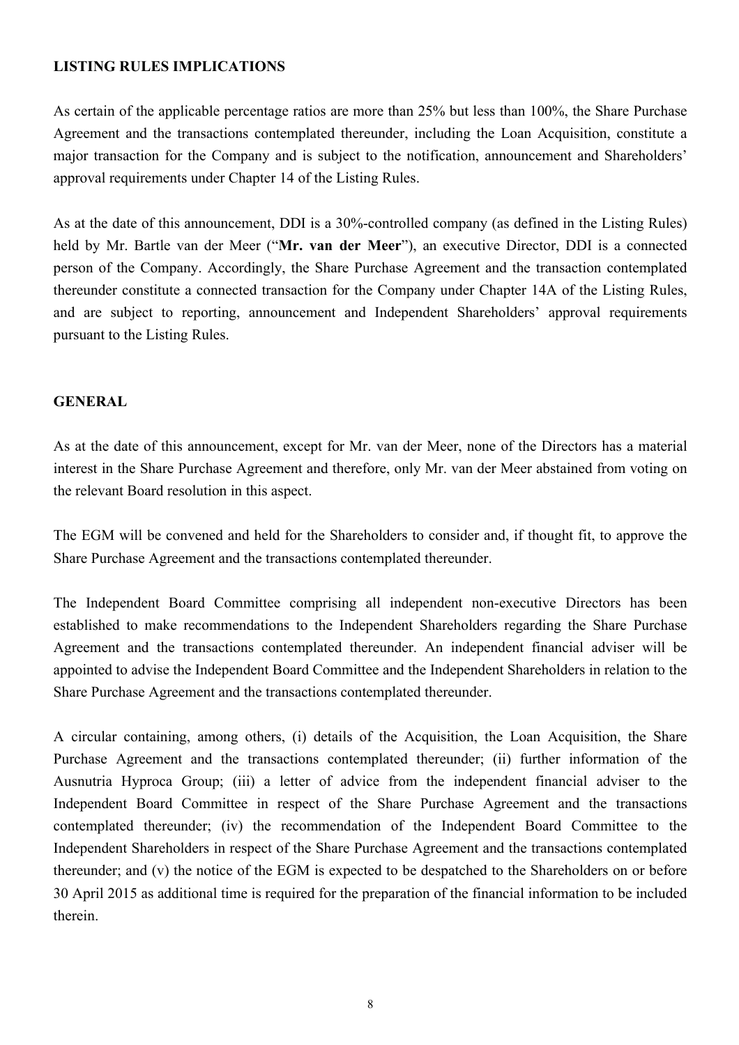## LISTING RULES IMPLICATIONS

As certain of the applicable percentage ratios are more than 25% but less than 100%, the Share Purchase Agreement and the transactions contemplated thereunder, including the Loan Acquisition, constitute a major transaction for the Company and is subject to the notification, announcement and Shareholders' approval requirements under Chapter 14 of the Listing Rules.

As at the date of this announcement, DDI is a 30%-controlled company (as defined in the Listing Rules) held by Mr. Bartle van der Meer ("**Mr. van der Meer**"), an executive Director, DDI is a connected person of the Company. Accordingly, the Share Purchase Agreement and the transaction contemplated thereunder constitute a connected transaction for the Company under Chapter 14A of the Listing Rules, and are subject to reporting, announcement and Independent Shareholders' approval requirements pursuant to the Listing Rules.

## GENERAL

As at the date of this announcement, except for Mr. van der Meer, none of the Directors has a material interest in the Share Purchase Agreement and therefore, only Mr. van der Meer abstained from voting on the relevant Board resolution in this aspect.

The EGM will be convened and held for the Shareholders to consider and, if thought fit, to approve the Share Purchase Agreement and the transactions contemplated thereunder.

The Independent Board Committee comprising all independent non-executive Directors has been established to make recommendations to the Independent Shareholders regarding the Share Purchase Agreement and the transactions contemplated thereunder. An independent financial adviser will be appointed to advise the Independent Board Committee and the Independent Shareholders in relation to the Share Purchase Agreement and the transactions contemplated thereunder.

A circular containing, among others, (i) details of the Acquisition, the Loan Acquisition, the Share Purchase Agreement and the transactions contemplated thereunder; (ii) further information of the Ausnutria Hyproca Group; (iii) a letter of advice from the independent financial adviser to the Independent Board Committee in respect of the Share Purchase Agreement and the transactions contemplated thereunder; (iv) the recommendation of the Independent Board Committee to the Independent Shareholders in respect of the Share Purchase Agreement and the transactions contemplated thereunder; and (v) the notice of the EGM is expected to be despatched to the Shareholders on or before 30 April 2015 as additional time is required for the preparation of the financial information to be included therein.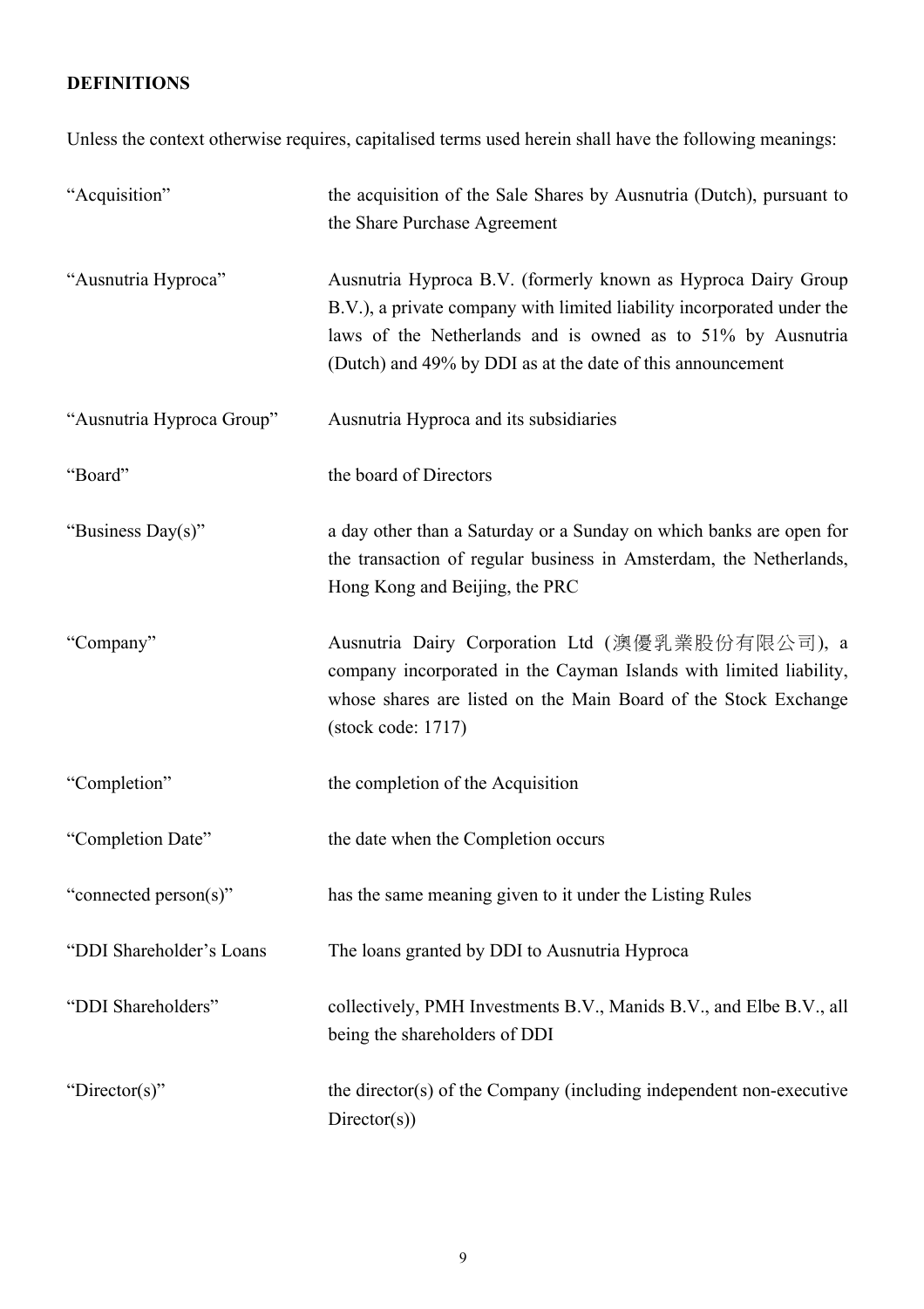**DEFINITIONS**

Unless the context otherwise requires, capitalised terms used herein shall have the following meanings:

| | |
|---|---|
| "Acquisition" | the acquisition of the Sale Shares by Ausnutria (Dutch), pursuant to the Share Purchase Agreement |
| "Ausnutria Hyproca" | Ausnutria Hyproca B.V. (formerly known as Hyproca Dairy Group B.V.), a private company with limited liability incorporated under the laws of the Netherlands and is owned as to 51% by Ausnutria (Dutch) and 49% by DDI as at the date of this announcement |
| "Ausnutria Hyproca Group" | Ausnutria Hyproca and its subsidiaries |
| "Board" | the board of Directors |
| "Business Day(s)" | a day other than a Saturday or a Sunday on which banks are open for the transaction of regular business in Amsterdam, the Netherlands, Hong Kong and Beijing, the PRC |
| "Company" | Ausnutria Dairy Corporation Ltd (澳優乳業股份有限公司), a company incorporated in the Cayman Islands with limited liability, whose shares are listed on the Main Board of the Stock Exchange (stock code: 1717) |
| "Completion" | the completion of the Acquisition |
| "Completion Date" | the date when the Completion occurs |
| "connected person(s)" | has the same meaning given to it under the Listing Rules |
| "DDI Shareholder's Loans | The loans granted by DDI to Ausnutria Hyproca |
| "DDI Shareholders" | collectively, PMH Investments B.V., Manids B.V., and Elbe B.V., all being the shareholders of DDI |
| "Director(s)" | the director(s) of the Company (including independent non-executive Director(s)) |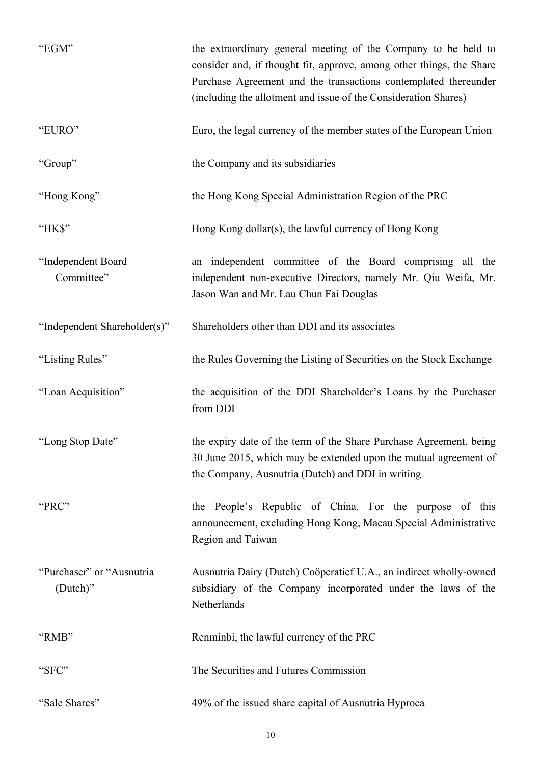| | |
|---|---|
| "EGM" | the extraordinary general meeting of the Company to be held to consider and, if thought fit, approve, among other things, the Share Purchase Agreement and the transactions contemplated thereunder (including the allotment and issue of the Consideration Shares) |
| "EURO" | Euro, the legal currency of the member states of the European Union |
| "Group" | the Company and its subsidiaries |
| "Hong Kong" | the Hong Kong Special Administration Region of the PRC |
| "HK$" | Hong Kong dollar(s), the lawful currency of Hong Kong |
| "Independent Board Committee" | an independent committee of the Board comprising all the independent non-executive Directors, namely Mr. Qiu Weifa, Mr. Jason Wan and Mr. Lau Chun Fai Douglas |
| "Independent Shareholder(s)" | Shareholders other than DDI and its associates |
| "Listing Rules" | the Rules Governing the Listing of Securities on the Stock Exchange |
| "Loan Acquisition" | the acquisition of the DDI Shareholder's Loans by the Purchaser from DDI |
| "Long Stop Date" | the expiry date of the term of the Share Purchase Agreement, being 30 June 2015, which may be extended upon the mutual agreement of the Company, Ausnutria (Dutch) and DDI in writing |
| "PRC" | the People's Republic of China. For the purpose of this announcement, excluding Hong Kong, Macau Special Administrative Region and Taiwan |
| "Purchaser" or "Ausnutria (Dutch)" | Ausnutria Dairy (Dutch) Coöperatief U.A., an indirect wholly-owned subsidiary of the Company incorporated under the laws of the Netherlands |
| "RMB" | Renminbi, the lawful currency of the PRC |
| "SFC" | The Securities and Futures Commission |
| "Sale Shares" | 49% of the issued share capital of Ausnutria Hyproca |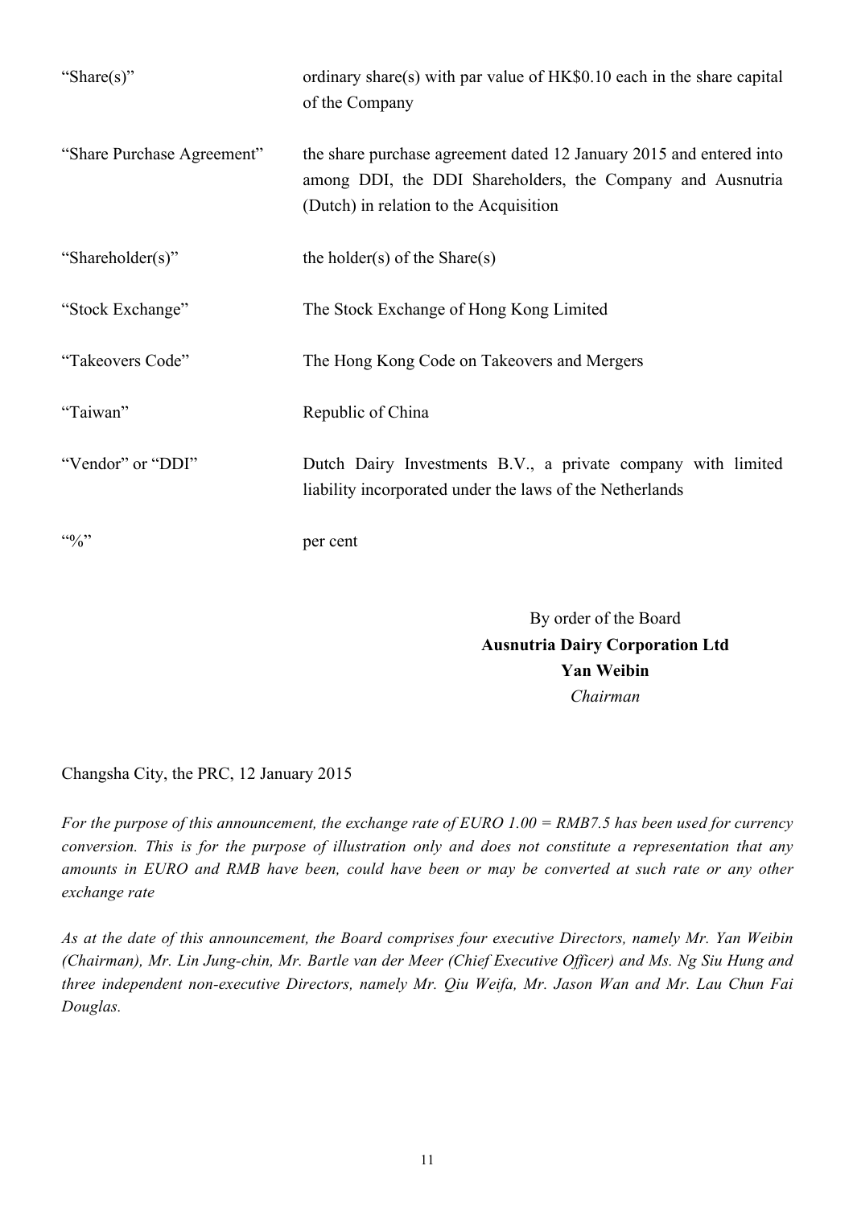| | |
|---|---|
| "Share(s)" | ordinary share(s) with par value of HK$0.10 each in the share capital of the Company |
| "Share Purchase Agreement" | the share purchase agreement dated 12 January 2015 and entered into among DDI, the DDI Shareholders, the Company and Ausnutria (Dutch) in relation to the Acquisition |
| "Shareholder(s)" | the holder(s) of the Share(s) |
| "Stock Exchange" | The Stock Exchange of Hong Kong Limited |
| "Takeovers Code" | The Hong Kong Code on Takeovers and Mergers |
| "Taiwan" | Republic of China |
| "Vendor" or "DDI" | Dutch Dairy Investments B.V., a private company with limited liability incorporated under the laws of the Netherlands |
| "%" | per cent |

By order of the Board
**Ausnutria Dairy Corporation Ltd**
**Yan Weibin**
*Chairman*

Changsha City, the PRC, 12 January 2015

*For the purpose of this announcement, the exchange rate of EURO 1.00 = RMB7.5 has been used for currency conversion. This is for the purpose of illustration only and does not constitute a representation that any amounts in EURO and RMB have been, could have been or may be converted at such rate or any other exchange rate*

*As at the date of this announcement, the Board comprises four executive Directors, namely Mr. Yan Weibin (Chairman), Mr. Lin Jung-chin, Mr. Bartle van der Meer (Chief Executive Officer) and Ms. Ng Siu Hung and three independent non-executive Directors, namely Mr. Qiu Weifa, Mr. Jason Wan and Mr. Lau Chun Fai Douglas.*